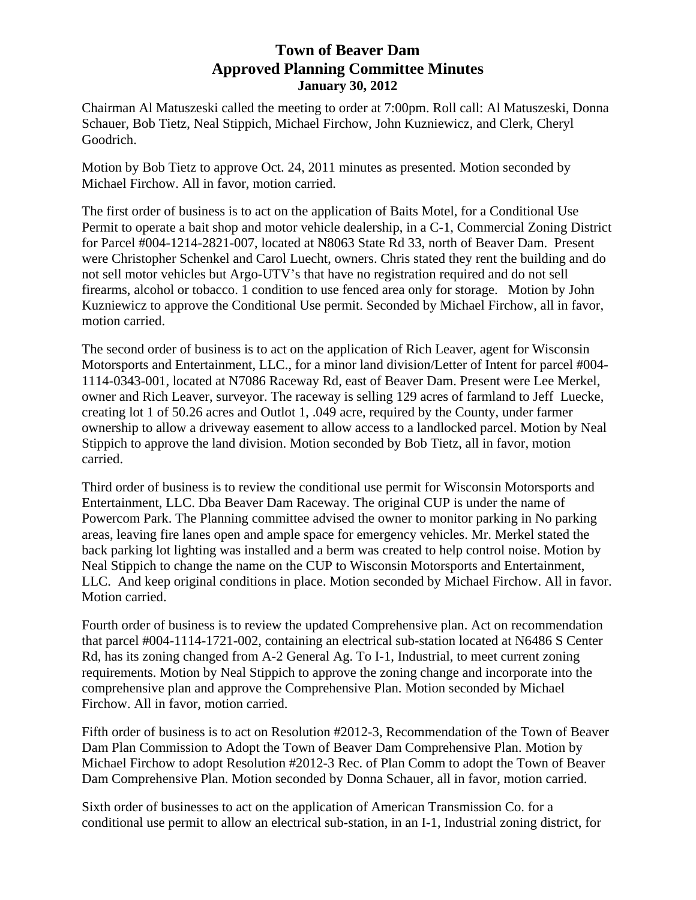# Town of Beaver Dam
## Approved Planning Committee Minutes
### January 30, 2012

Chairman Al Matuszeski called the meeting to order at 7:00pm. Roll call: Al Matuszeski, Donna Schauer, Bob Tietz, Neal Stippich, Michael Firchow, John Kuzniewicz, and Clerk, Cheryl Goodrich.

Motion by Bob Tietz to approve Oct. 24, 2011 minutes as presented. Motion seconded by Michael Firchow. All in favor, motion carried.

The first order of business is to act on the application of Baits Motel, for a Conditional Use Permit to operate a bait shop and motor vehicle dealership, in a C-1, Commercial Zoning District for Parcel #004-1214-2821-007, located at N8063 State Rd 33, north of Beaver Dam. Present were Christopher Schenkel and Carol Luecht, owners. Chris stated they rent the building and do not sell motor vehicles but Argo-UTV's that have no registration required and do not sell firearms, alcohol or tobacco. 1 condition to use fenced area only for storage. Motion by John Kuzniewicz to approve the Conditional Use permit. Seconded by Michael Firchow, all in favor, motion carried.

The second order of business is to act on the application of Rich Leaver, agent for Wisconsin Motorsports and Entertainment, LLC., for a minor land division/Letter of Intent for parcel #004-1114-0343-001, located at N7086 Raceway Rd, east of Beaver Dam. Present were Lee Merkel, owner and Rich Leaver, surveyor. The raceway is selling 129 acres of farmland to Jeff Luecke, creating lot 1 of 50.26 acres and Outlot 1, .049 acre, required by the County, under farmer ownership to allow a driveway easement to allow access to a landlocked parcel. Motion by Neal Stippich to approve the land division. Motion seconded by Bob Tietz, all in favor, motion carried.

Third order of business is to review the conditional use permit for Wisconsin Motorsports and Entertainment, LLC. Dba Beaver Dam Raceway. The original CUP is under the name of Powercom Park. The Planning committee advised the owner to monitor parking in No parking areas, leaving fire lanes open and ample space for emergency vehicles. Mr. Merkel stated the back parking lot lighting was installed and a berm was created to help control noise. Motion by Neal Stippich to change the name on the CUP to Wisconsin Motorsports and Entertainment, LLC. And keep original conditions in place. Motion seconded by Michael Firchow. All in favor. Motion carried.

Fourth order of business is to review the updated Comprehensive plan. Act on recommendation that parcel #004-1114-1721-002, containing an electrical sub-station located at N6486 S Center Rd, has its zoning changed from A-2 General Ag. To I-1, Industrial, to meet current zoning requirements. Motion by Neal Stippich to approve the zoning change and incorporate into the comprehensive plan and approve the Comprehensive Plan. Motion seconded by Michael Firchow. All in favor, motion carried.

Fifth order of business is to act on Resolution #2012-3, Recommendation of the Town of Beaver Dam Plan Commission to Adopt the Town of Beaver Dam Comprehensive Plan. Motion by Michael Firchow to adopt Resolution #2012-3 Rec. of Plan Comm to adopt the Town of Beaver Dam Comprehensive Plan. Motion seconded by Donna Schauer, all in favor, motion carried.

Sixth order of businesses to act on the application of American Transmission Co. for a conditional use permit to allow an electrical sub-station, in an I-1, Industrial zoning district, for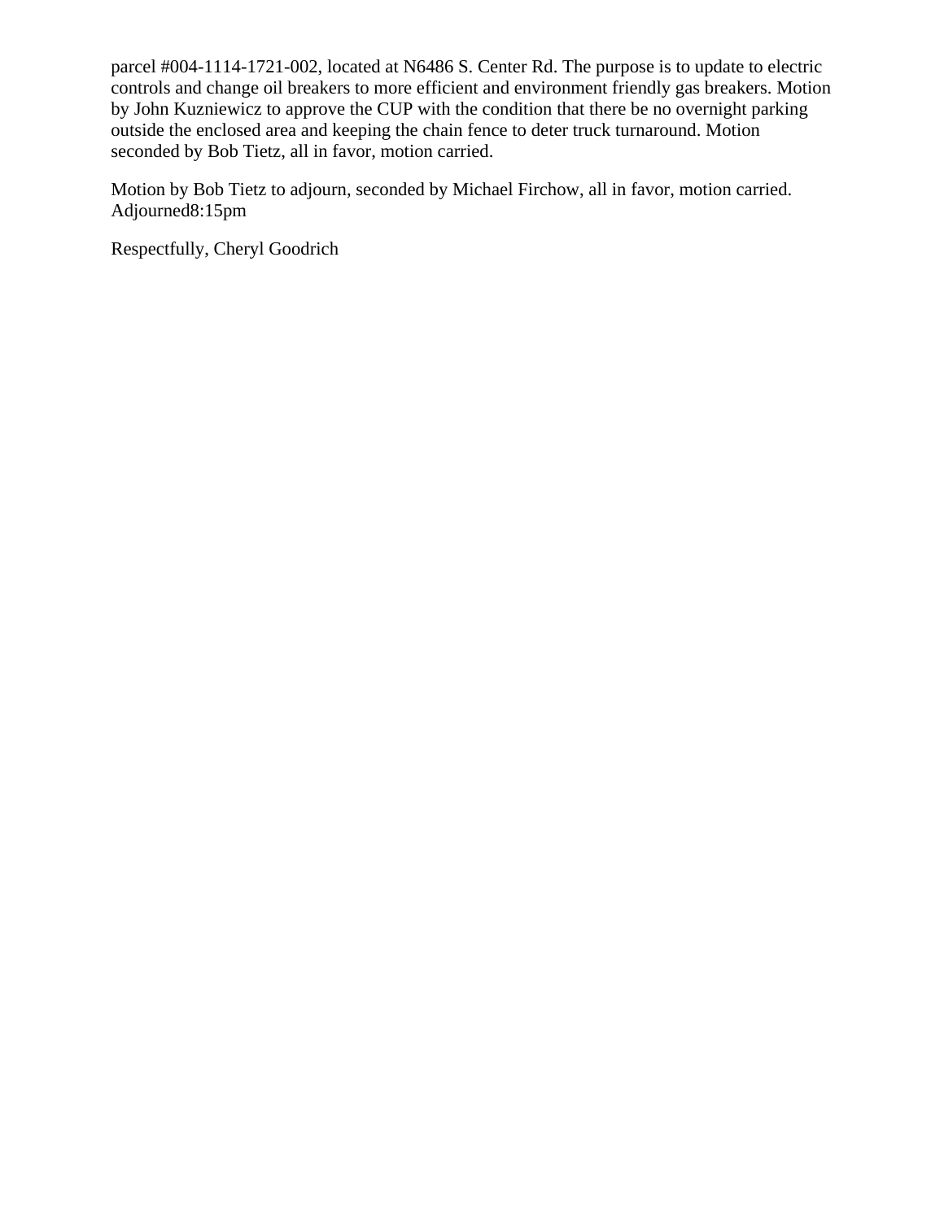parcel #004-1114-1721-002, located at N6486 S. Center Rd. The purpose is to update to electric controls and change oil breakers to more efficient and environment friendly gas breakers. Motion by John Kuzniewicz to approve the CUP with the condition that there be no overnight parking outside the enclosed area and keeping the chain fence to deter truck turnaround. Motion seconded by Bob Tietz, all in favor, motion carried.

Motion by Bob Tietz to adjourn, seconded by Michael Firchow, all in favor, motion carried. Adjourned8:15pm

Respectfully, Cheryl Goodrich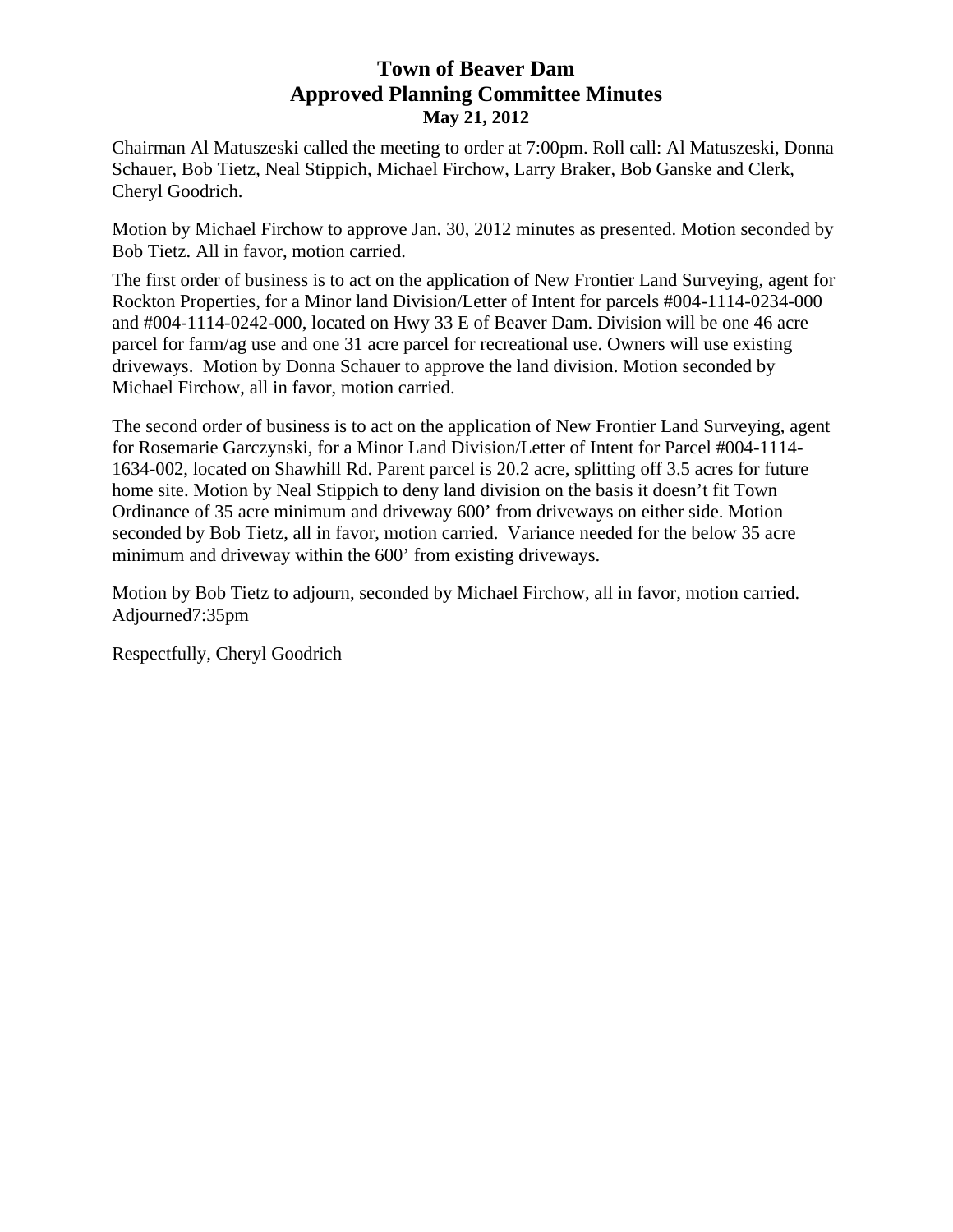# Town of Beaver Dam
## Approved Planning Committee Minutes
### May 21, 2012

Chairman Al Matuszeski called the meeting to order at 7:00pm. Roll call: Al Matuszeski, Donna Schauer, Bob Tietz, Neal Stippich, Michael Firchow, Larry Braker, Bob Ganske and Clerk, Cheryl Goodrich.

Motion by Michael Firchow to approve Jan. 30, 2012 minutes as presented. Motion seconded by Bob Tietz. All in favor, motion carried.

The first order of business is to act on the application of New Frontier Land Surveying, agent for Rockton Properties, for a Minor land Division/Letter of Intent for parcels #004-1114-0234-000 and #004-1114-0242-000, located on Hwy 33 E of Beaver Dam. Division will be one 46 acre parcel for farm/ag use and one 31 acre parcel for recreational use. Owners will use existing driveways. Motion by Donna Schauer to approve the land division. Motion seconded by Michael Firchow, all in favor, motion carried.

The second order of business is to act on the application of New Frontier Land Surveying, agent for Rosemarie Garczynski, for a Minor Land Division/Letter of Intent for Parcel #004-1114-1634-002, located on Shawhill Rd. Parent parcel is 20.2 acre, splitting off 3.5 acres for future home site. Motion by Neal Stippich to deny land division on the basis it doesn't fit Town Ordinance of 35 acre minimum and driveway 600' from driveways on either side. Motion seconded by Bob Tietz, all in favor, motion carried. Variance needed for the below 35 acre minimum and driveway within the 600' from existing driveways.

Motion by Bob Tietz to adjourn, seconded by Michael Firchow, all in favor, motion carried. Adjourned7:35pm

Respectfully, Cheryl Goodrich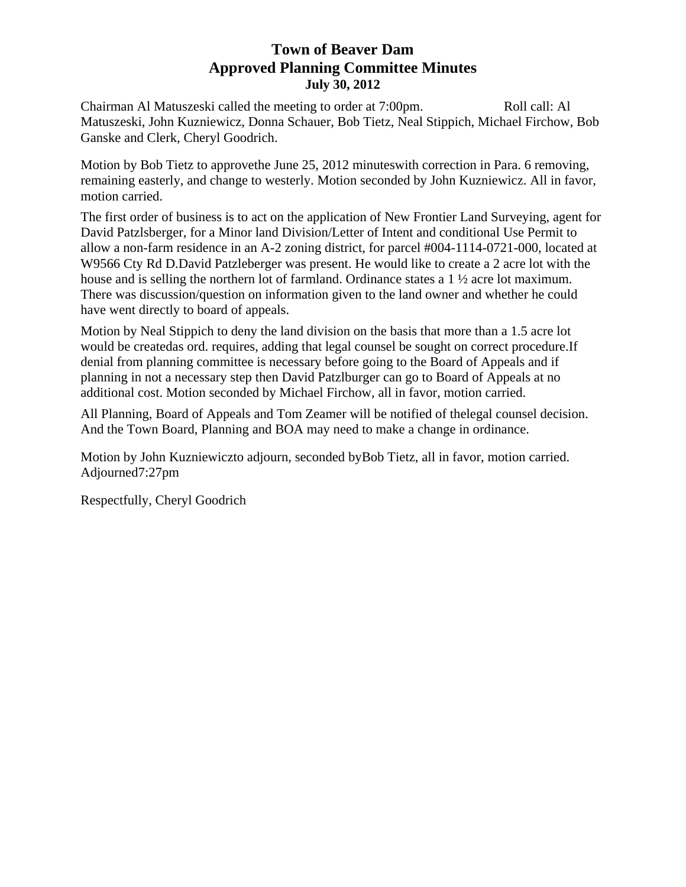# Town of Beaver Dam
## Approved Planning Committee Minutes
### July 30, 2012

Chairman Al Matuszeski called the meeting to order at 7:00pm. Roll call: Al Matuszeski, John Kuzniewicz, Donna Schauer, Bob Tietz, Neal Stippich, Michael Firchow, Bob Ganske and Clerk, Cheryl Goodrich.

Motion by Bob Tietz to approvethe June 25, 2012 minuteswith correction in Para. 6 removing, remaining easterly, and change to westerly. Motion seconded by John Kuzniewicz. All in favor, motion carried.

The first order of business is to act on the application of New Frontier Land Surveying, agent for David Patzlsberger, for a Minor land Division/Letter of Intent and conditional Use Permit to allow a non-farm residence in an A-2 zoning district, for parcel #004-1114-0721-000, located at W9566 Cty Rd D.David Patzleberger was present. He would like to create a 2 acre lot with the house and is selling the northern lot of farmland. Ordinance states a 1 ½ acre lot maximum. There was discussion/question on information given to the land owner and whether he could have went directly to board of appeals.

Motion by Neal Stippich to deny the land division on the basis that more than a 1.5 acre lot would be createdas ord. requires, adding that legal counsel be sought on correct procedure.If denial from planning committee is necessary before going to the Board of Appeals and if planning in not a necessary step then David Patzlburger can go to Board of Appeals at no additional cost. Motion seconded by Michael Firchow, all in favor, motion carried.

All Planning, Board of Appeals and Tom Zeamer will be notified of thelegal counsel decision. And the Town Board, Planning and BOA may need to make a change in ordinance.

Motion by John Kuzniewiczto adjourn, seconded byBob Tietz, all in favor, motion carried. Adjourned7:27pm

Respectfully, Cheryl Goodrich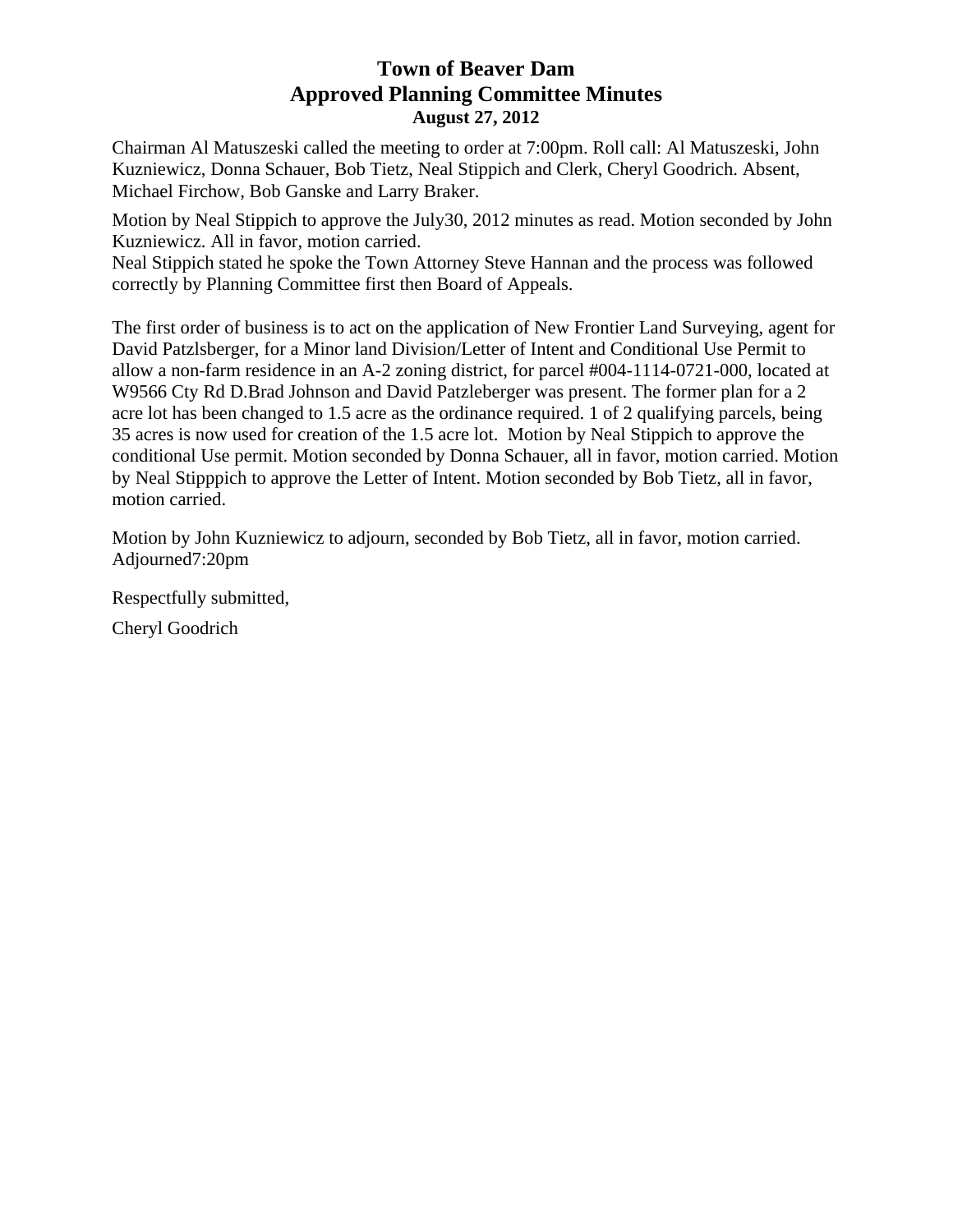# Town of Beaver Dam
# Approved Planning Committee Minutes
### August 27, 2012

Chairman Al Matuszeski called the meeting to order at 7:00pm. Roll call: Al Matuszeski, John Kuzniewicz, Donna Schauer, Bob Tietz, Neal Stippich and Clerk, Cheryl Goodrich. Absent, Michael Firchow, Bob Ganske and Larry Braker.

Motion by Neal Stippich to approve the July30, 2012 minutes as read. Motion seconded by John Kuzniewicz. All in favor, motion carried.
Neal Stippich stated he spoke the Town Attorney Steve Hannan and the process was followed correctly by Planning Committee first then Board of Appeals.

The first order of business is to act on the application of New Frontier Land Surveying, agent for David Patzlsberger, for a Minor land Division/Letter of Intent and Conditional Use Permit to allow a non-farm residence in an A-2 zoning district, for parcel #004-1114-0721-000, located at W9566 Cty Rd D.Brad Johnson and David Patzleberger was present. The former plan for a 2 acre lot has been changed to 1.5 acre as the ordinance required. 1 of 2 qualifying parcels, being 35 acres is now used for creation of the 1.5 acre lot. Motion by Neal Stippich to approve the conditional Use permit. Motion seconded by Donna Schauer, all in favor, motion carried. Motion by Neal Stipppich to approve the Letter of Intent. Motion seconded by Bob Tietz, all in favor, motion carried.

Motion by John Kuzniewicz to adjourn, seconded by Bob Tietz, all in favor, motion carried. Adjourned7:20pm

Respectfully submitted,

Cheryl Goodrich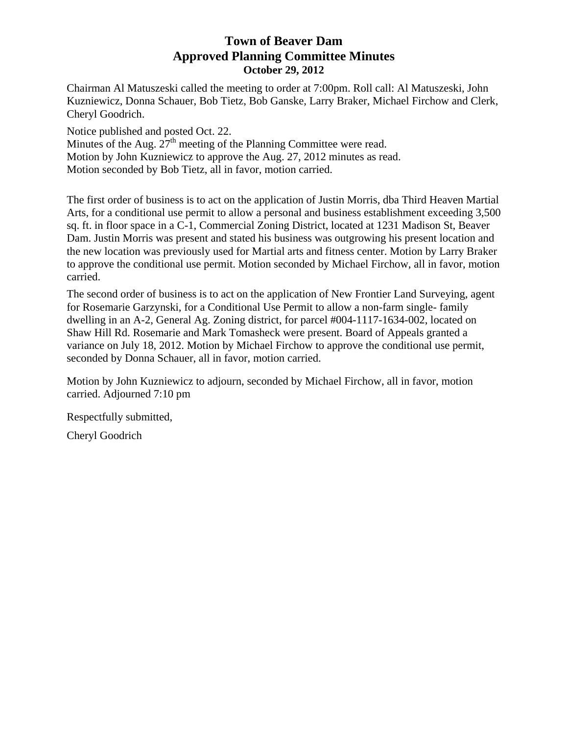# Town of Beaver Dam
# Approved Planning Committee Minutes
### October 29, 2012

Chairman Al Matuszeski called the meeting to order at 7:00pm. Roll call: Al Matuszeski, John Kuzniewicz, Donna Schauer, Bob Tietz, Bob Ganske, Larry Braker, Michael Firchow and Clerk, Cheryl Goodrich.

Notice published and posted Oct. 22.
Minutes of the Aug. 27th meeting of the Planning Committee were read.
Motion by John Kuzniewicz to approve the Aug. 27, 2012 minutes as read.
Motion seconded by Bob Tietz, all in favor, motion carried.

The first order of business is to act on the application of Justin Morris, dba Third Heaven Martial Arts, for a conditional use permit to allow a personal and business establishment exceeding 3,500 sq. ft. in floor space in a C-1, Commercial Zoning District, located at 1231 Madison St, Beaver Dam. Justin Morris was present and stated his business was outgrowing his present location and the new location was previously used for Martial arts and fitness center. Motion by Larry Braker to approve the conditional use permit. Motion seconded by Michael Firchow, all in favor, motion carried.

The second order of business is to act on the application of New Frontier Land Surveying, agent for Rosemarie Garzynski, for a Conditional Use Permit to allow a non-farm single- family dwelling in an A-2, General Ag. Zoning district, for parcel #004-1117-1634-002, located on Shaw Hill Rd. Rosemarie and Mark Tomasheck were present. Board of Appeals granted a variance on July 18, 2012. Motion by Michael Firchow to approve the conditional use permit, seconded by Donna Schauer, all in favor, motion carried.

Motion by John Kuzniewicz to adjourn, seconded by Michael Firchow, all in favor, motion carried. Adjourned 7:10 pm

Respectfully submitted,

Cheryl Goodrich